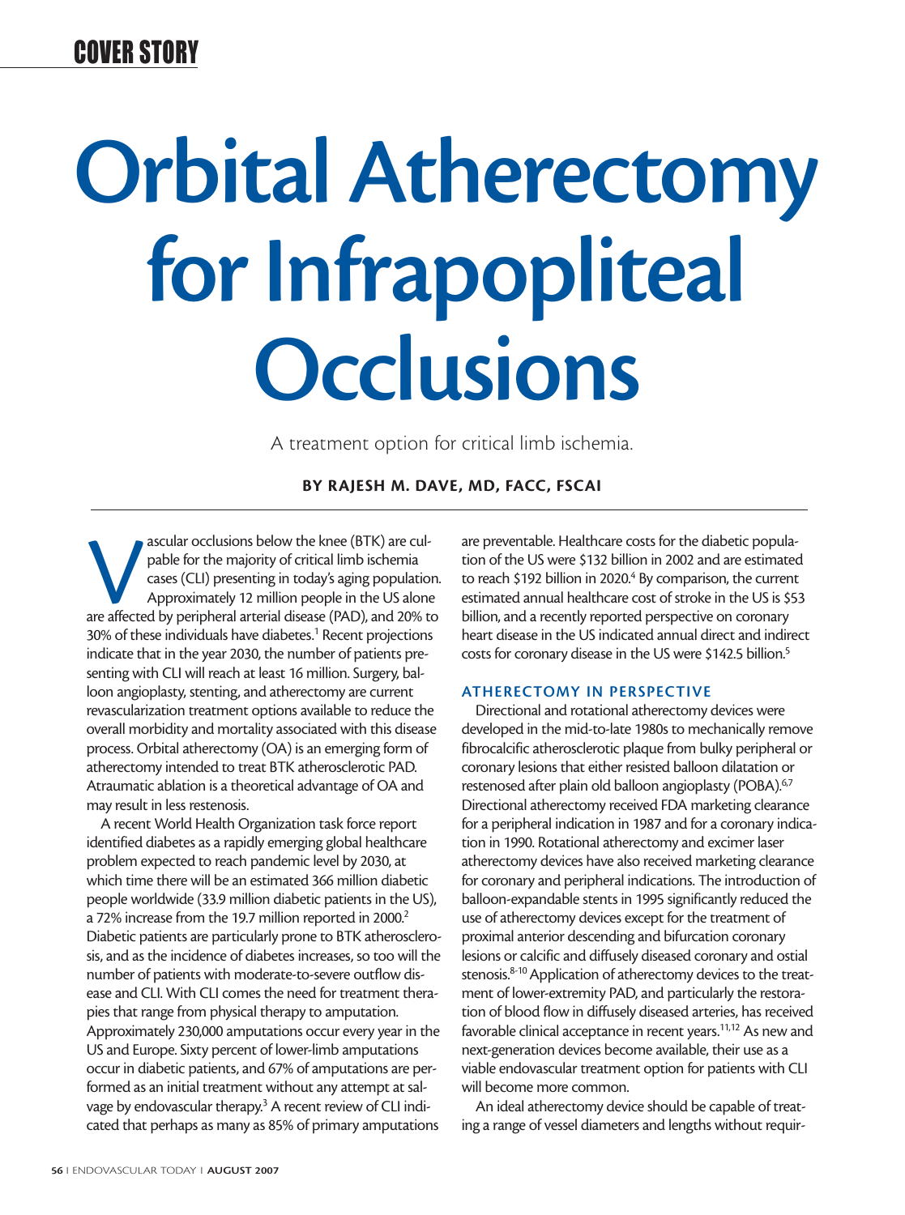COVER STORY

# Orbital Atherectomy for Infrapopliteal Occlusions

A treatment option for critical limb ischemia.

**BY RAJESH M. DAVE, MD, FACC, FSCAI**

Vascular occlusions below the knee (BTK) are culpable for the majority of critical limb ischemia cases (CLI) presenting in today's aging population. Approximately 12 million people in the US alone are affected by peripheral arterial disease (PAD), and 20% to 30% of these individuals have diabetes.[1] Recent projections indicate that in the year 2030, the number of patients presenting with CLI will reach at least 16 million. Surgery, balloon angioplasty, stenting, and atherectomy are current revascularization treatment options available to reduce the overall morbidity and mortality associated with this disease process. Orbital atherectomy (OA) is an emerging form of atherectomy intended to treat BTK atherosclerotic PAD. Atraumatic ablation is a theoretical advantage of OA and may result in less restenosis.

A recent World Health Organization task force report identified diabetes as a rapidly emerging global healthcare problem expected to reach pandemic level by 2030, at which time there will be an estimated 366 million diabetic people worldwide (33.9 million diabetic patients in the US), a 72% increase from the 19.7 million reported in 2000.[2] Diabetic patients are particularly prone to BTK atherosclerosis, and as the incidence of diabetes increases, so too will the number of patients with moderate-to-severe outflow disease and CLI. With CLI comes the need for treatment therapies that range from physical therapy to amputation. Approximately 230,000 amputations occur every year in the US and Europe. Sixty percent of lower-limb amputations occur in diabetic patients, and 67% of amputations are performed as an initial treatment without any attempt at salvage by endovascular therapy.[3] A recent review of CLI indicated that perhaps as many as 85% of primary amputations are preventable. Healthcare costs for the diabetic population of the US were $132 billion in 2002 and are estimated to reach $192 billion in 2020.[4] By comparison, the current estimated annual healthcare cost of stroke in the US is $53 billion, and a recently reported perspective on coronary heart disease in the US indicated annual direct and indirect costs for coronary disease in the US were $142.5 billion.[5]

## ATHERECTOMY IN PERSPECTIVE

Directional and rotational atherectomy devices were developed in the mid-to-late 1980s to mechanically remove fibrocalcific atherosclerotic plaque from bulky peripheral or coronary lesions that either resisted balloon dilatation or restenosed after plain old balloon angioplasty (POBA).[6,7] Directional atherectomy received FDA marketing clearance for a peripheral indication in 1987 and for a coronary indication in 1990. Rotational atherectomy and excimer laser atherectomy devices have also received marketing clearance for coronary and peripheral indications. The introduction of balloon-expandable stents in 1995 significantly reduced the use of atherectomy devices except for the treatment of proximal anterior descending and bifurcation coronary lesions or calcific and diffusely diseased coronary and ostial stenosis.[8-10] Application of atherectomy devices to the treatment of lower-extremity PAD, and particularly the restoration of blood flow in diffusely diseased arteries, has received favorable clinical acceptance in recent years.[11,12] As new and next-generation devices become available, their use as a viable endovascular treatment option for patients with CLI will become more common.

An ideal atherectomy device should be capable of treating a range of vessel diameters and lengths without requir-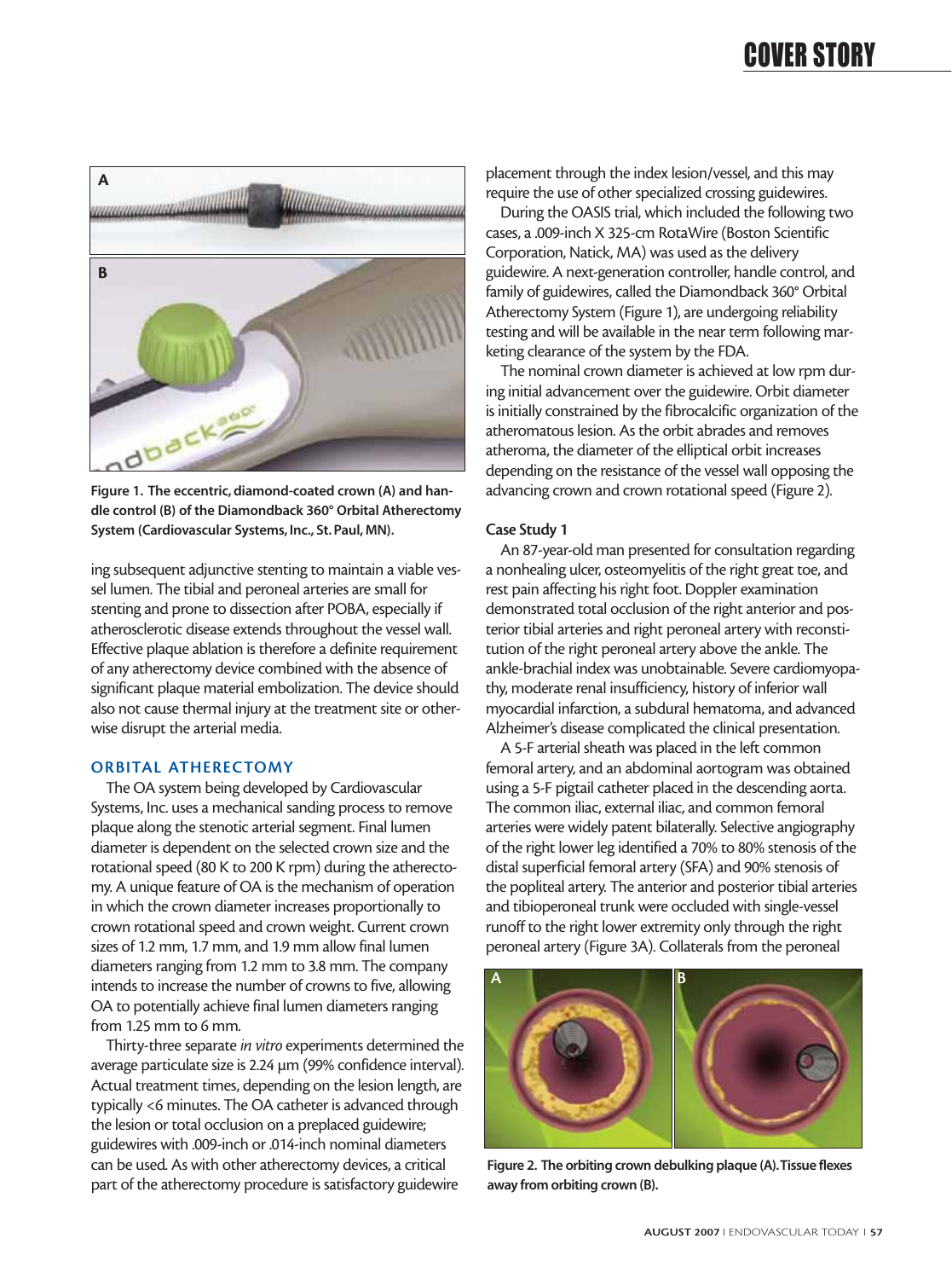Figure 1. The eccentric, diamond-coated crown (A) and handle control (B) of the Diamondback 360° Orbital Atherectomy System (Cardiovascular Systems, Inc., St. Paul, MN).

ing subsequent adjunctive stenting to maintain a viable vessel lumen. The tibial and peroneal arteries are small for stenting and prone to dissection after POBA, especially if atherosclerotic disease extends throughout the vessel wall. Effective plaque ablation is therefore a definite requirement of any atherectomy device combined with the absence of significant plaque material embolization. The device should also not cause thermal injury at the treatment site or otherwise disrupt the arterial media.

## ORBITAL ATHERECTOMY

The OA system being developed by Cardiovascular Systems, Inc. uses a mechanical sanding process to remove plaque along the stenotic arterial segment. Final lumen diameter is dependent on the selected crown size and the rotational speed (80 K to 200 K rpm) during the atherectomy. A unique feature of OA is the mechanism of operation in which the crown diameter increases proportionally to crown rotational speed and crown weight. Current crown sizes of 1.2 mm, 1.7 mm, and 1.9 mm allow final lumen diameters ranging from 1.2 mm to 3.8 mm. The company intends to increase the number of crowns to five, allowing OA to potentially achieve final lumen diameters ranging from 1.25 mm to 6 mm.

Thirty-three separate *in vitro* experiments determined the average particulate size is 2.24 µm (99% confidence interval). Actual treatment times, depending on the lesion length, are typically <6 minutes. The OA catheter is advanced through the lesion or total occlusion on a preplaced guidewire; guidewires with .009-inch or .014-inch nominal diameters can be used. As with other atherectomy devices, a critical part of the atherectomy procedure is satisfactory guidewire placement through the index lesion/vessel, and this may require the use of other specialized crossing guidewires.

During the OASIS trial, which included the following two cases, a .009-inch X 325-cm RotaWire (Boston Scientific Corporation, Natick, MA) was used as the delivery guidewire. A next-generation controller, handle control, and family of guidewires, called the Diamondback 360° Orbital Atherectomy System (Figure 1), are undergoing reliability testing and will be available in the near term following marketing clearance of the system by the FDA.

The nominal crown diameter is achieved at low rpm during initial advancement over the guidewire. Orbit diameter is initially constrained by the fibrocalcific organization of the atheromatous lesion. As the orbit abrades and removes atheroma, the diameter of the elliptical orbit increases depending on the resistance of the vessel wall opposing the advancing crown and crown rotational speed (Figure 2).

### Case Study 1

An 87-year-old man presented for consultation regarding a nonhealing ulcer, osteomyelitis of the right great toe, and rest pain affecting his right foot. Doppler examination demonstrated total occlusion of the right anterior and posterior tibial arteries and right peroneal artery with reconstitution of the right peroneal artery above the ankle. The ankle-brachial index was unobtainable. Severe cardiomyopathy, moderate renal insufficiency, history of inferior wall myocardial infarction, a subdural hematoma, and advanced Alzheimer's disease complicated the clinical presentation.

A 5-F arterial sheath was placed in the left common femoral artery, and an abdominal aortogram was obtained using a 5-F pigtail catheter placed in the descending aorta. The common iliac, external iliac, and common femoral arteries were widely patent bilaterally. Selective angiography of the right lower leg identified a 70% to 80% stenosis of the distal superficial femoral artery (SFA) and 90% stenosis of the popliteal artery. The anterior and posterior tibial arteries and tibioperoneal trunk were occluded with single-vessel runoff to the right lower extremity only through the right peroneal artery (Figure 3A). Collaterals from the peroneal

Figure 2. The orbiting crown debulking plaque (A). Tissue flexes away from orbiting crown (B).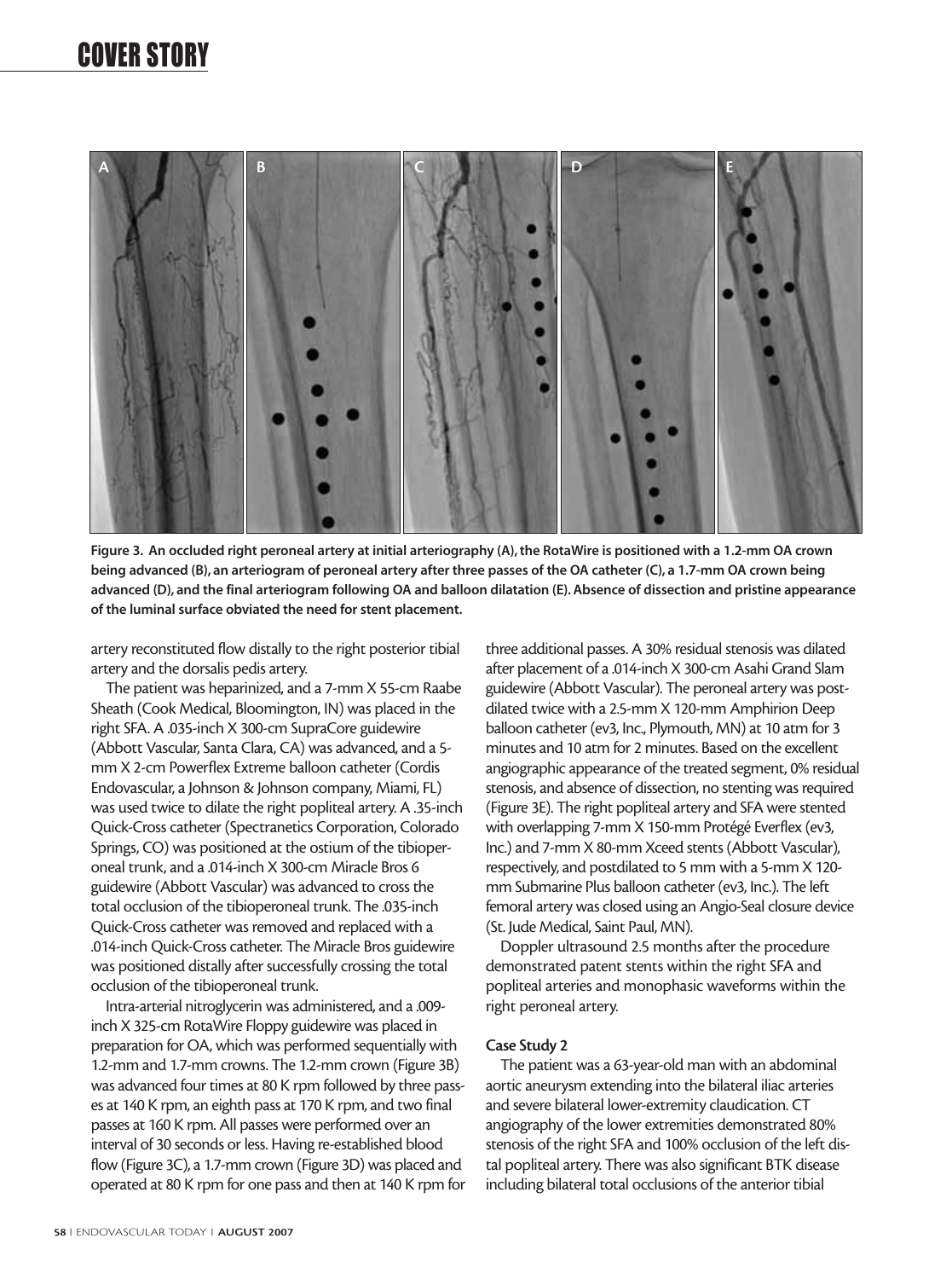Figure 3. An occluded right peroneal artery at initial arteriography (A), the RotaWire is positioned with a 1.2-mm OA crown being advanced (B), an arteriogram of peroneal artery after three passes of the OA catheter (C), a 1.7-mm OA crown being advanced (D), and the final arteriogram following OA and balloon dilatation (E). Absence of dissection and pristine appearance of the luminal surface obviated the need for stent placement.

artery reconstituted flow distally to the right posterior tibial artery and the dorsalis pedis artery.

The patient was heparinized, and a 7-mm X 55-cm Raabe Sheath (Cook Medical, Bloomington, IN) was placed in the right SFA. A .035-inch X 300-cm SupraCore guidewire (Abbott Vascular, Santa Clara, CA) was advanced, and a 5-mm X 2-cm Powerflex Extreme balloon catheter (Cordis Endovascular, a Johnson & Johnson company, Miami, FL) was used twice to dilate the right popliteal artery. A .35-inch Quick-Cross catheter (Spectranetics Corporation, Colorado Springs, CO) was positioned at the ostium of the tibioperoneal trunk, and a .014-inch X 300-cm Miracle Bros 6 guidewire (Abbott Vascular) was advanced to cross the total occlusion of the tibioperoneal trunk. The .035-inch Quick-Cross catheter was removed and replaced with a .014-inch Quick-Cross catheter. The Miracle Bros guidewire was positioned distally after successfully crossing the total occlusion of the tibioperoneal trunk.

Intra-arterial nitroglycerin was administered, and a .009-inch X 325-cm RotaWire Floppy guidewire was placed in preparation for OA, which was performed sequentially with 1.2-mm and 1.7-mm crowns. The 1.2-mm crown (Figure 3B) was advanced four times at 80 K rpm followed by three passes at 140 K rpm, an eighth pass at 170 K rpm, and two final passes at 160 K rpm. All passes were performed over an interval of 30 seconds or less. Having re-established blood flow (Figure 3C), a 1.7-mm crown (Figure 3D) was placed and operated at 80 K rpm for one pass and then at 140 K rpm for three additional passes. A 30% residual stenosis was dilated after placement of a .014-inch X 300-cm Asahi Grand Slam guidewire (Abbott Vascular). The peroneal artery was postdilated twice with a 2.5-mm X 120-mm Amphirion Deep balloon catheter (ev3, Inc., Plymouth, MN) at 10 atm for 3 minutes and 10 atm for 2 minutes. Based on the excellent angiographic appearance of the treated segment, 0% residual stenosis, and absence of dissection, no stenting was required (Figure 3E). The right popliteal artery and SFA were stented with overlapping 7-mm X 150-mm Protégé Everflex (ev3, Inc.) and 7-mm X 80-mm Xceed stents (Abbott Vascular), respectively, and postdilated to 5 mm with a 5-mm X 120-mm Submarine Plus balloon catheter (ev3, Inc.). The left femoral artery was closed using an Angio-Seal closure device (St. Jude Medical, Saint Paul, MN).

Doppler ultrasound 2.5 months after the procedure demonstrated patent stents within the right SFA and popliteal arteries and monophasic waveforms within the right peroneal artery.

**Case Study 2**

The patient was a 63-year-old man with an abdominal aortic aneurysm extending into the bilateral iliac arteries and severe bilateral lower-extremity claudication. CT angiography of the lower extremities demonstrated 80% stenosis of the right SFA and 100% occlusion of the left distal popliteal artery. There was also significant BTK disease including bilateral total occlusions of the anterior tibial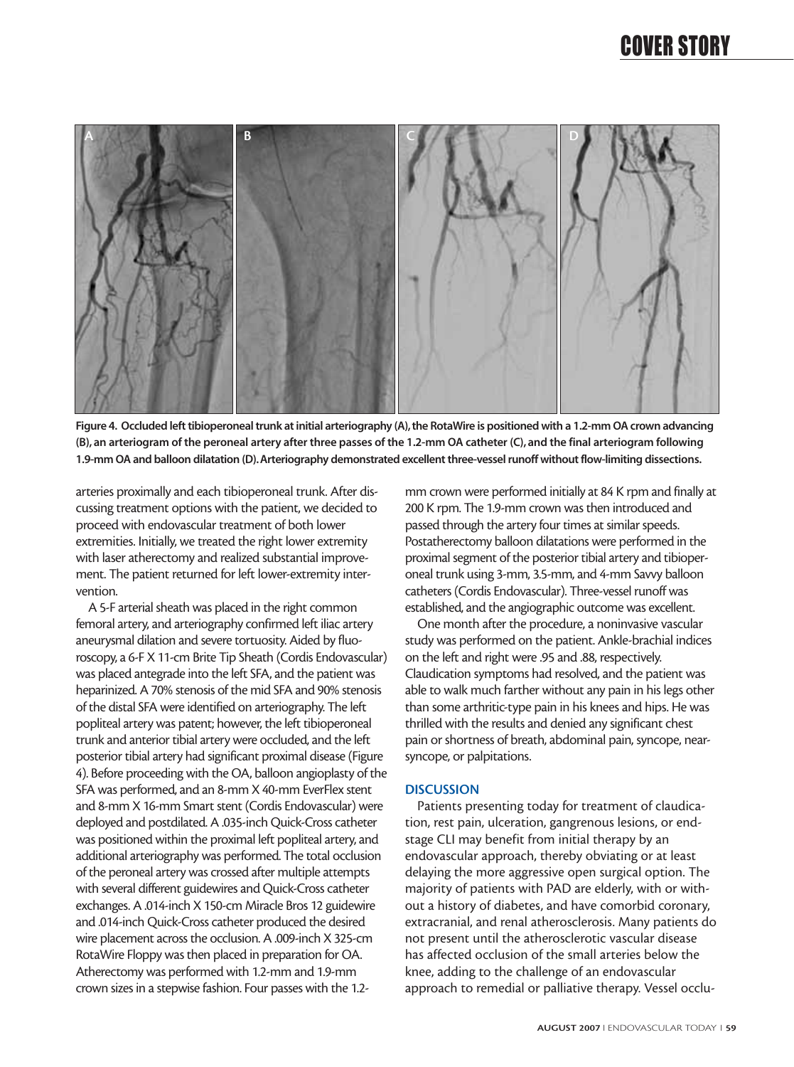**Figure 4. Occluded left tibioperoneal trunk at initial arteriography (A), the RotaWire is positioned with a 1.2-mm OA crown advancing (B), an arteriogram of the peroneal artery after three passes of the 1.2-mm OA catheter (C), and the final arteriogram following 1.9-mm OA and balloon dilatation (D). Arteriography demonstrated excellent three-vessel runoff without flow-limiting dissections.**

arteries proximally and each tibioperoneal trunk. After discussing treatment options with the patient, we decided to proceed with endovascular treatment of both lower extremities. Initially, we treated the right lower extremity with laser atherectomy and realized substantial improvement. The patient returned for left lower-extremity intervention.

A 5-F arterial sheath was placed in the right common femoral artery, and arteriography confirmed left iliac artery aneurysmal dilation and severe tortuosity. Aided by fluoroscopy, a 6-F X 11-cm Brite Tip Sheath (Cordis Endovascular) was placed antegrade into the left SFA, and the patient was heparinized. A 70% stenosis of the mid SFA and 90% stenosis of the distal SFA were identified on arteriography. The left popliteal artery was patent; however, the left tibioperoneal trunk and anterior tibial artery were occluded, and the left posterior tibial artery had significant proximal disease (Figure 4). Before proceeding with the OA, balloon angioplasty of the SFA was performed, and an 8-mm X 40-mm EverFlex stent and 8-mm X 16-mm Smart stent (Cordis Endovascular) were deployed and postdilated. A .035-inch Quick-Cross catheter was positioned within the proximal left popliteal artery, and additional arteriography was performed. The total occlusion of the peroneal artery was crossed after multiple attempts with several different guidewires and Quick-Cross catheter exchanges. A .014-inch X 150-cm Miracle Bros 12 guidewire and .014-inch Quick-Cross catheter produced the desired wire placement across the occlusion. A .009-inch X 325-cm RotaWire Floppy was then placed in preparation for OA. Atherectomy was performed with 1.2-mm and 1.9-mm crown sizes in a stepwise fashion. Four passes with the 1.2-mm crown were performed initially at 84 K rpm and finally at 200 K rpm. The 1.9-mm crown was then introduced and passed through the artery four times at similar speeds. Postatherectomy balloon dilatations were performed in the proximal segment of the posterior tibial artery and tibioperoneal trunk using 3-mm, 3.5-mm, and 4-mm Savvy balloon catheters (Cordis Endovascular). Three-vessel runoff was established, and the angiographic outcome was excellent.

One month after the procedure, a noninvasive vascular study was performed on the patient. Ankle-brachial indices on the left and right were .95 and .88, respectively. Claudication symptoms had resolved, and the patient was able to walk much farther without any pain in his legs other than some arthritic-type pain in his knees and hips. He was thrilled with the results and denied any significant chest pain or shortness of breath, abdominal pain, syncope, near-syncope, or palpitations.

## DISCUSSION

Patients presenting today for treatment of claudication, rest pain, ulceration, gangrenous lesions, or end-stage CLI may benefit from initial therapy by an endovascular approach, thereby obviating or at least delaying the more aggressive open surgical option. The majority of patients with PAD are elderly, with or without a history of diabetes, and have comorbid coronary, extracranial, and renal atherosclerosis. Many patients do not present until the atherosclerotic vascular disease has affected occlusion of the small arteries below the knee, adding to the challenge of an endovascular approach to remedial or palliative therapy. Vessel occlu-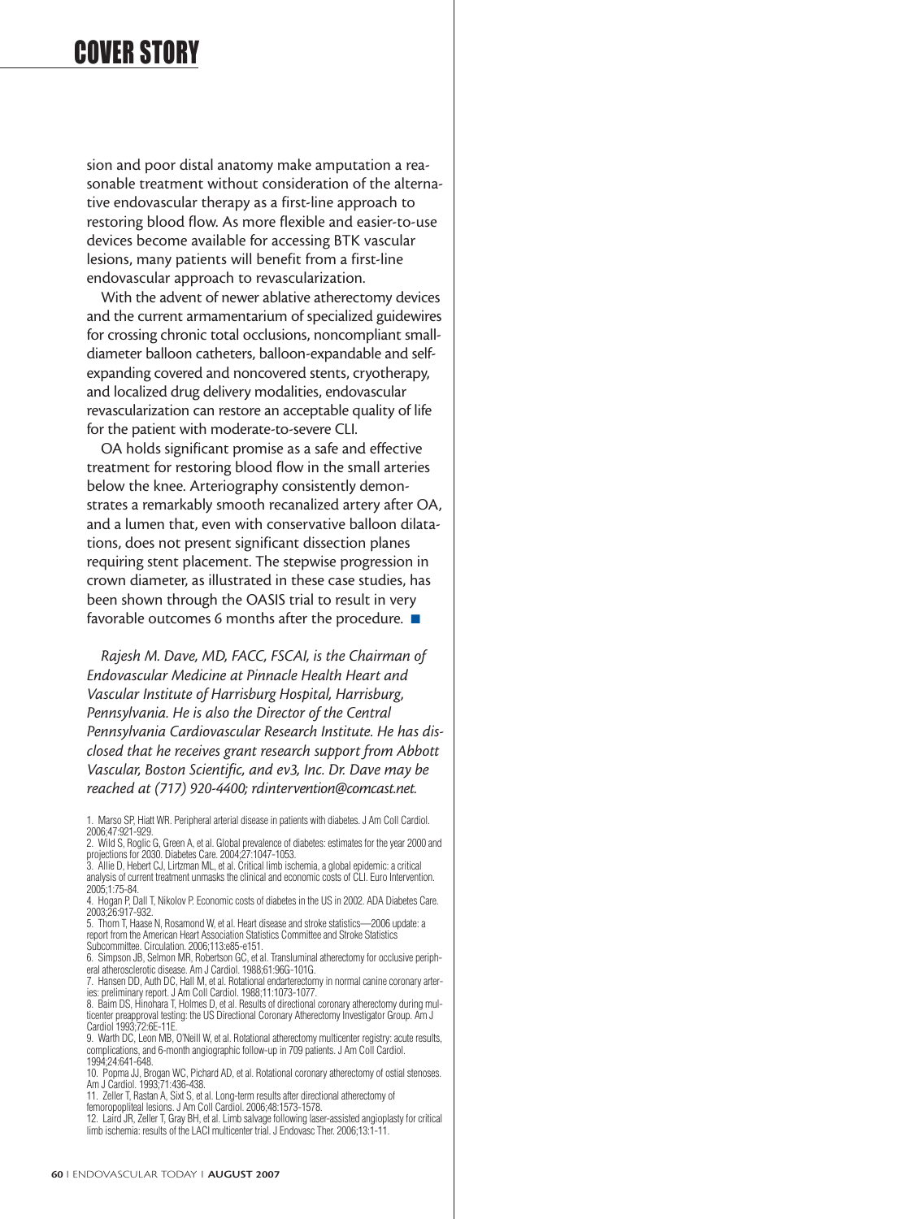sion and poor distal anatomy make amputation a reasonable treatment without consideration of the alternative endovascular therapy as a first-line approach to restoring blood flow. As more flexible and easier-to-use devices become available for accessing BTK vascular lesions, many patients will benefit from a first-line endovascular approach to revascularization.

With the advent of newer ablative atherectomy devices and the current armamentarium of specialized guidewires for crossing chronic total occlusions, noncompliant small-diameter balloon catheters, balloon-expandable and self-expanding covered and noncovered stents, cryotherapy, and localized drug delivery modalities, endovascular revascularization can restore an acceptable quality of life for the patient with moderate-to-severe CLI.

OA holds significant promise as a safe and effective treatment for restoring blood flow in the small arteries below the knee. Arteriography consistently demonstrates a remarkably smooth recanalized artery after OA, and a lumen that, even with conservative balloon dilatations, does not present significant dissection planes requiring stent placement. The stepwise progression in crown diameter, as illustrated in these case studies, has been shown through the OASIS trial to result in very favorable outcomes 6 months after the procedure. ■

*Rajesh M. Dave, MD, FACC, FSCAI, is the Chairman of Endovascular Medicine at Pinnacle Health Heart and Vascular Institute of Harrisburg Hospital, Harrisburg, Pennsylvania. He is also the Director of the Central Pennsylvania Cardiovascular Research Institute. He has disclosed that he receives grant research support from Abbott Vascular, Boston Scientific, and ev3, Inc. Dr. Dave may be reached at (717) 920-4400; rdintervention@comcast.net.*

1. Marso SP, Hiatt WR. Peripheral arterial disease in patients with diabetes. J Am Coll Cardiol. 2006;47:921-929.
2. Wild S, Roglic G, Green A, et al. Global prevalence of diabetes: estimates for the year 2000 and projections for 2030. Diabetes Care. 2004;27:1047-1053.
3. Allie D, Hebert CJ, Lirtzman ML, et al. Critical limb ischemia, a global epidemic: a critical analysis of current treatment unmasks the clinical and economic costs of CLI. Euro Intervention. 2005;1:75-84.
4. Hogan P, Dall T, Nikolov P. Economic costs of diabetes in the US in 2002. ADA Diabetes Care. 2003;26:917-932.
5. Thom T, Haase N, Rosamond W, et al. Heart disease and stroke statistics—2006 update: a report from the American Heart Association Statistics Committee and Stroke Statistics Subcommittee. Circulation. 2006;113:e85-e151.
6. Simpson JB, Selmon MR, Robertson GC, et al. Transluminal atherectomy for occlusive peripheral atherosclerotic disease. Am J Cardiol. 1988;61:96G-101G.
7. Hansen DD, Auth DC, Hall M, et al. Rotational endarterectomy in normal canine coronary arteries: preliminary report. J Am Coll Cardiol. 1988;11:1073-1077.
8. Baim DS, Hinohara T, Holmes D, et al. Results of directional coronary atherectomy during multicenter preapproval testing: the US Directional Coronary Atherectomy Investigator Group. Am J Cardiol 1993;72:6E-11E.
9. Warth DC, Leon MB, O'Neill W, et al. Rotational atherectomy multicenter registry: acute results, complications, and 6-month angiographic follow-up in 709 patients. J Am Coll Cardiol. 1994;24:641-648.
10. Popma JJ, Brogan WC, Pichard AD, et al. Rotational coronary atherectomy of ostial stenoses. Am J Cardiol. 1993;71:436-438.
11. Zeller T, Rastan A, Sixt S, et al. Long-term results after directional atherectomy of femoropopliteal lesions. J Am Coll Cardiol. 2006;48:1573-1578.
12. Laird JR, Zeller T, Gray BH, et al. Limb salvage following laser-assisted angioplasty for critical limb ischemia: results of the LACI multicenter trial. J Endovasc Ther. 2006;13:1-11.